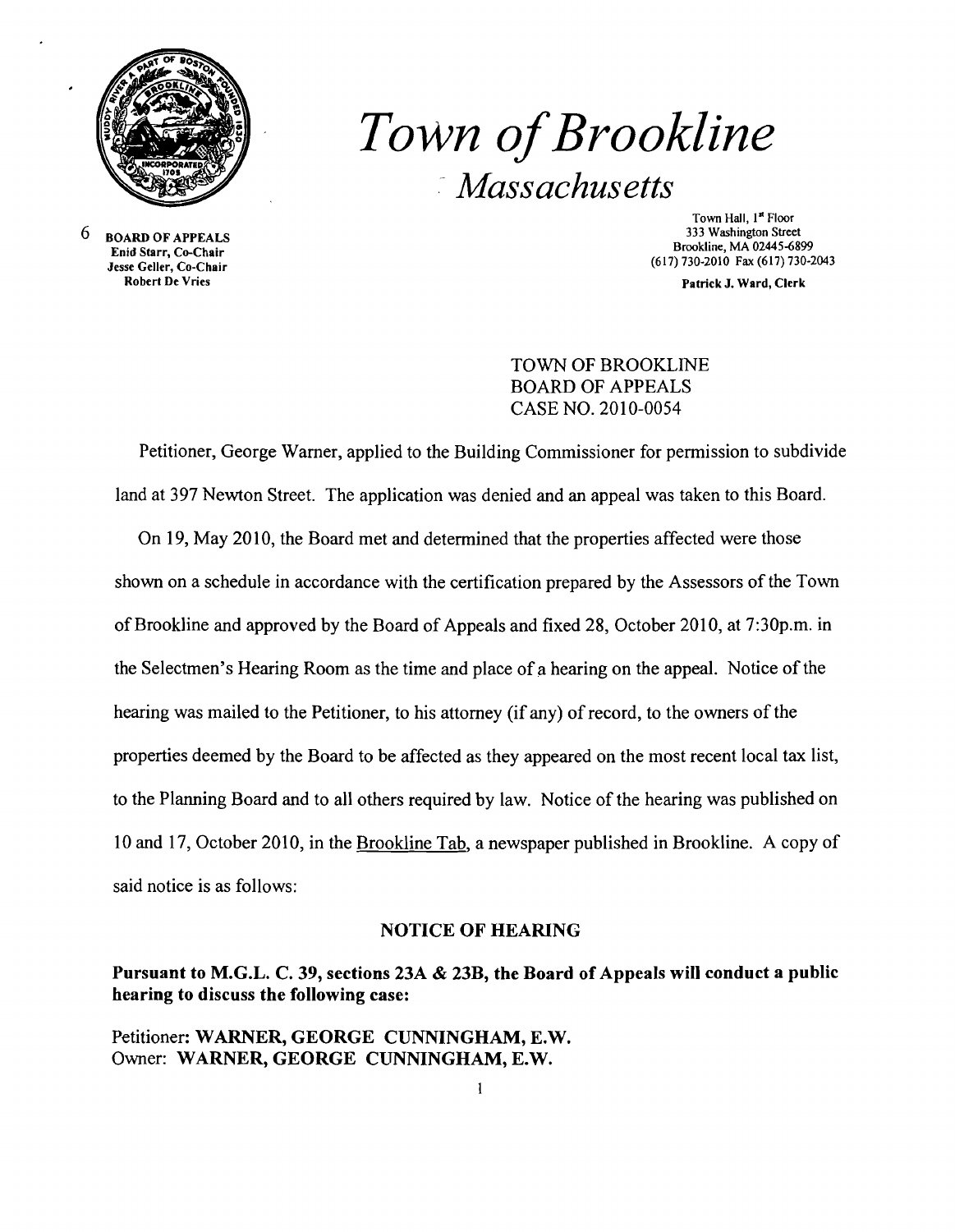# *Town of Brookline*

## *Massachusetts*

6 **BOARD OF APPEALS**
Enid Starr, Co-Chair
Jesse Geller, Co-Chair
Robert De Vries

Town Hall, 1st Floor
333 Washington Street
Brookline, MA 02445-6899
(617) 730-2010 Fax (617) 730-2043

**Patrick J. Ward, Clerk**

TOWN OF BROOKLINE
BOARD OF APPEALS
CASE NO. 2010-0054

Petitioner, George Warner, applied to the Building Commissioner for permission to subdivide land at 397 Newton Street. The application was denied and an appeal was taken to this Board.

On 19, May 2010, the Board met and determined that the properties affected were those shown on a schedule in accordance with the certification prepared by the Assessors of the Town of Brookline and approved by the Board of Appeals and fixed 28, October 2010, at 7:30p.m. in the Selectmen's Hearing Room as the time and place of a hearing on the appeal. Notice of the hearing was mailed to the Petitioner, to his attorney (if any) of record, to the owners of the properties deemed by the Board to be affected as they appeared on the most recent local tax list, to the Planning Board and to all others required by law. Notice of the hearing was published on 10 and 17, October 2010, in the Brookline Tab, a newspaper published in Brookline. A copy of said notice is as follows:

### NOTICE OF HEARING

**Pursuant to M.G.L. C. 39, sections 23A & 23B, the Board of Appeals will conduct a public hearing to discuss the following case:**

Petitioner: **WARNER, GEORGE CUNNINGHAM, E.W.**
Owner: **WARNER, GEORGE CUNNINGHAM, E.W.**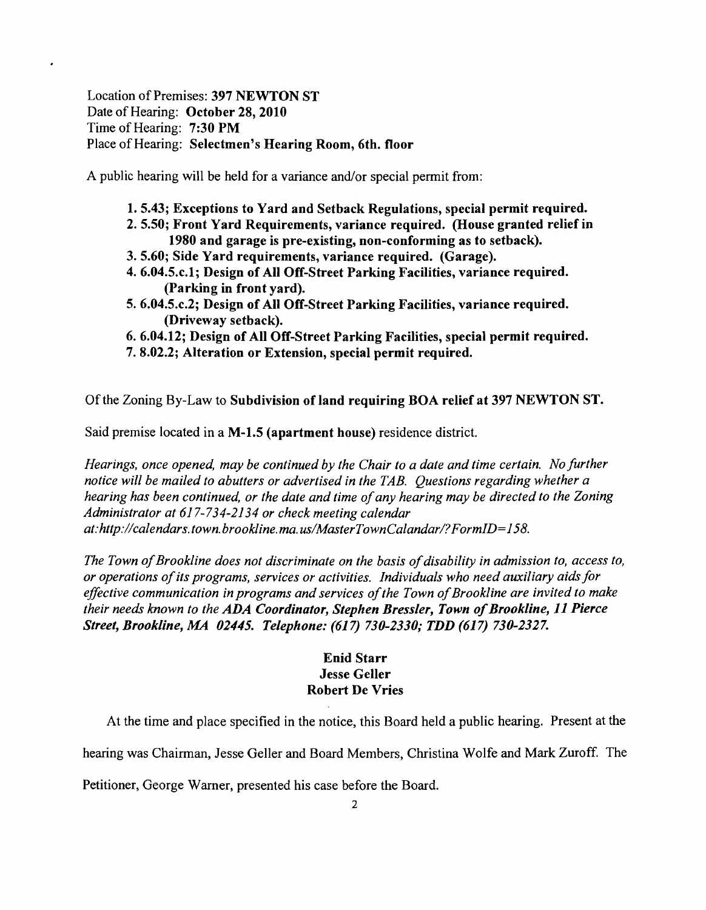Location of Premises: **397 NEWTON ST**
Date of Hearing: **October 28, 2010**
Time of Hearing: **7:30 PM**
Place of Hearing: **Selectmen's Hearing Room, 6th. floor**

A public hearing will be held for a variance and/or special permit from:

1. **5.43; Exceptions to Yard and Setback Regulations, special permit required.**
2. **5.50; Front Yard Requirements, variance required. (House granted relief in 1980 and garage is pre-existing, non-conforming as to setback).**
3. **5.60; Side Yard requirements, variance required. (Garage).**
4. **6.04.5.c.1; Design of All Off-Street Parking Facilities, variance required. (Parking in front yard).**
5. **6.04.5.c.2; Design of All Off-Street Parking Facilities, variance required. (Driveway setback).**
6. **6.04.12; Design of All Off-Street Parking Facilities, special permit required.**
7. **8.02.2; Alteration or Extension, special permit required.**

Of the Zoning By-Law to **Subdivision of land requiring BOA relief at 397 NEWTON ST.**

Said premise located in a **M-1.5 (apartment house)** residence district.

*Hearings, once opened, may be continued by the Chair to a date and time certain. No further notice will be mailed to abutters or advertised in the TAB. Questions regarding whether a hearing has been continued, or the date and time of any hearing may be directed to the Zoning Administrator at 617-734-2134 or check meeting calendar at:http://calendars.town.brookline.ma.us/MasterTownCalandar/?FormID=158.*

*The Town of Brookline does not discriminate on the basis of disability in admission to, access to, or operations of its programs, services or activities. Individuals who need auxiliary aids for effective communication in programs and services of the Town of Brookline are invited to make their needs known to the* ***ADA Coordinator, Stephen Bressler, Town of Brookline, 11 Pierce Street, Brookline, MA 02445. Telephone: (617) 730-2330; TDD (617) 730-2327.***

**Enid Starr**
**Jesse Geller**
**Robert De Vries**

At the time and place specified in the notice, this Board held a public hearing. Present at the hearing was Chairman, Jesse Geller and Board Members, Christina Wolfe and Mark Zuroff. The Petitioner, George Warner, presented his case before the Board.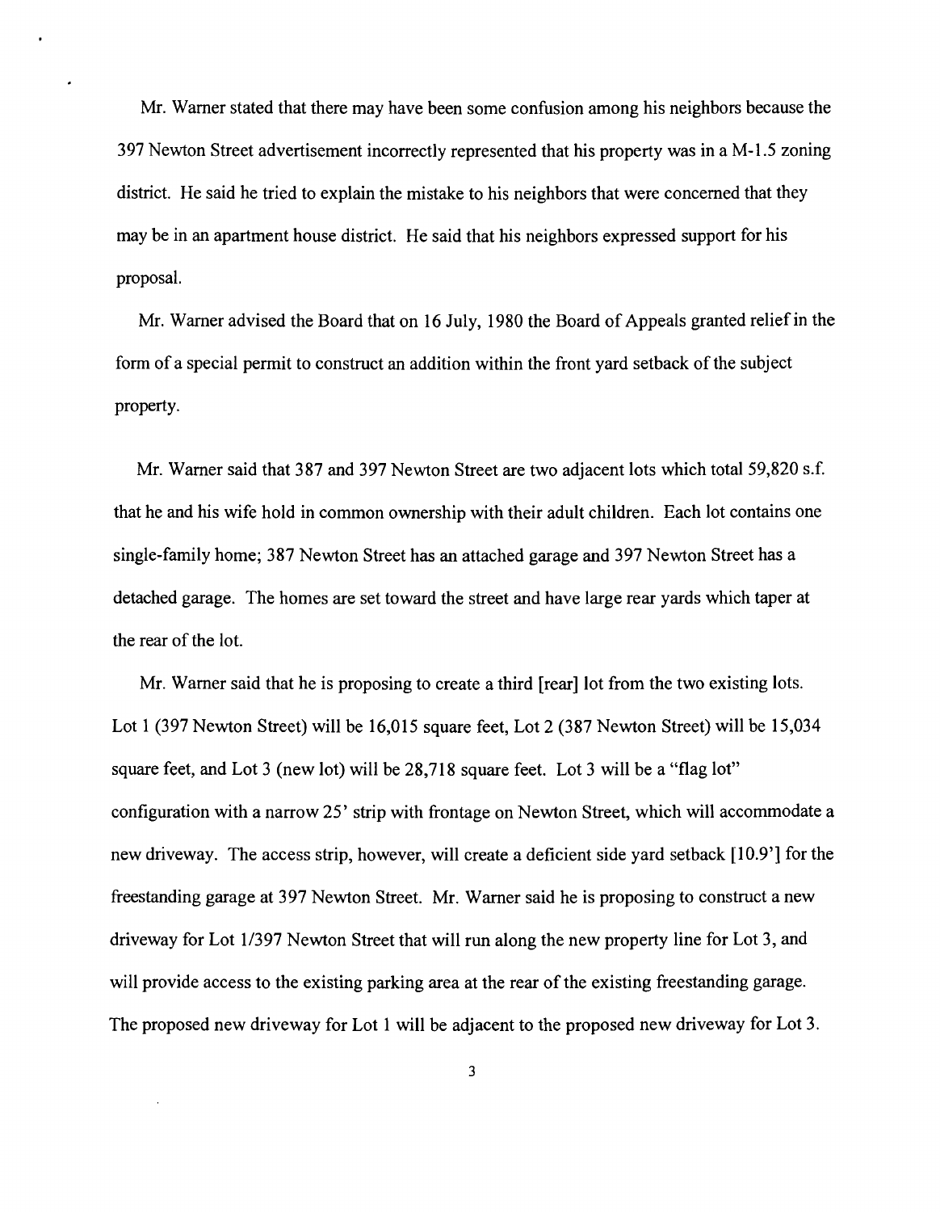Mr. Warner stated that there may have been some confusion among his neighbors because the 397 Newton Street advertisement incorrectly represented that his property was in a M-1.5 zoning district. He said he tried to explain the mistake to his neighbors that were concerned that they may be in an apartment house district. He said that his neighbors expressed support for his proposal.

Mr. Warner advised the Board that on 16 July, 1980 the Board of Appeals granted relief in the form of a special permit to construct an addition within the front yard setback of the subject property.

Mr. Warner said that 387 and 397 Newton Street are two adjacent lots which total 59,820 s.f. that he and his wife hold in common ownership with their adult children. Each lot contains one single-family home; 387 Newton Street has an attached garage and 397 Newton Street has a detached garage. The homes are set toward the street and have large rear yards which taper at the rear of the lot.

Mr. Warner said that he is proposing to create a third [rear] lot from the two existing lots. Lot 1 (397 Newton Street) will be 16,015 square feet, Lot 2 (387 Newton Street) will be 15,034 square feet, and Lot 3 (new lot) will be 28,718 square feet. Lot 3 will be a "flag lot" configuration with a narrow 25' strip with frontage on Newton Street, which will accommodate a new driveway. The access strip, however, will create a deficient side yard setback [10.9'] for the freestanding garage at 397 Newton Street. Mr. Warner said he is proposing to construct a new driveway for Lot 1/397 Newton Street that will run along the new property line for Lot 3, and will provide access to the existing parking area at the rear of the existing freestanding garage. The proposed new driveway for Lot 1 will be adjacent to the proposed new driveway for Lot 3.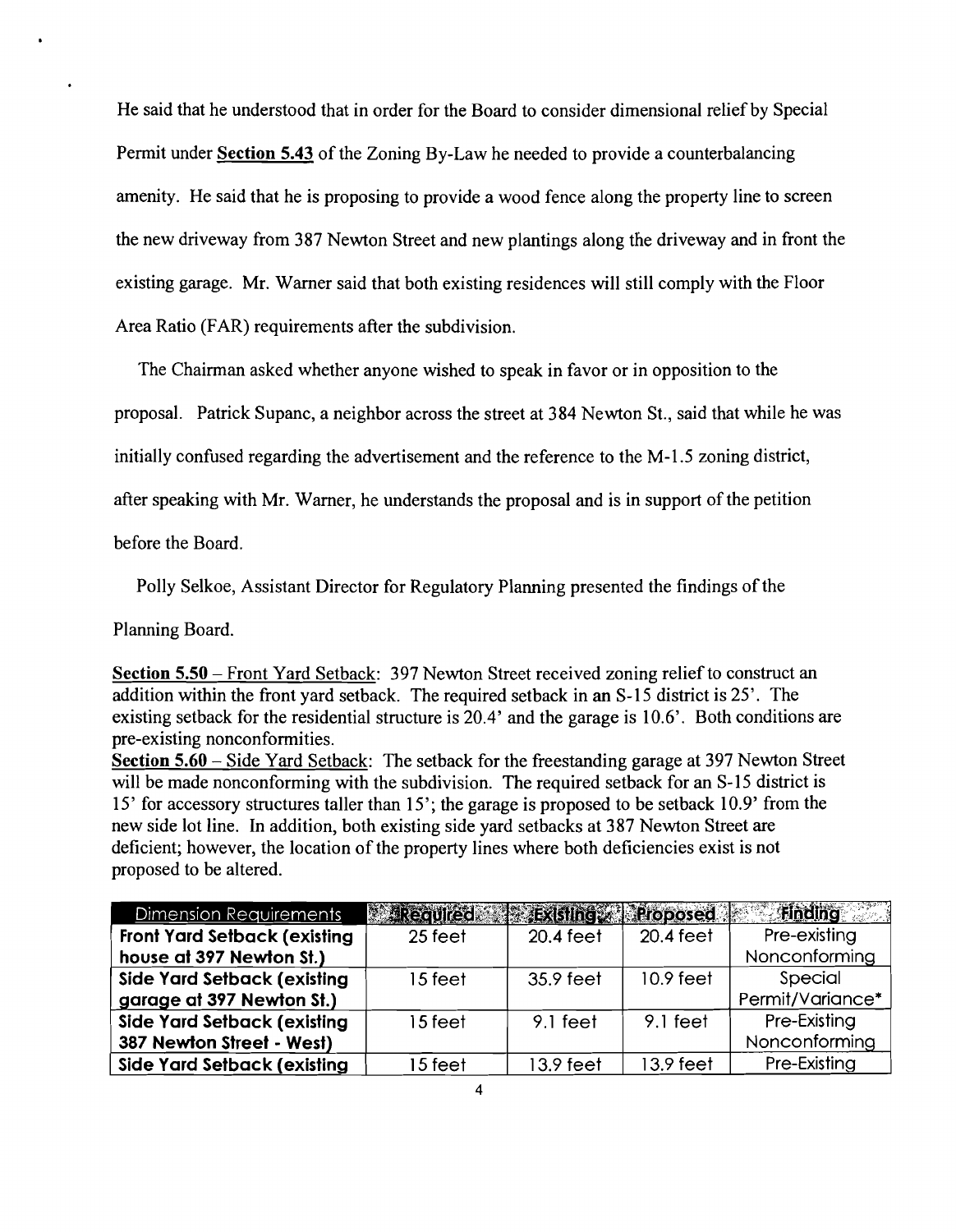He said that he understood that in order for the Board to consider dimensional relief by Special Permit under **Section 5.43** of the Zoning By-Law he needed to provide a counterbalancing amenity. He said that he is proposing to provide a wood fence along the property line to screen the new driveway from 387 Newton Street and new plantings along the driveway and in front the existing garage. Mr. Warner said that both existing residences will still comply with the Floor Area Ratio (FAR) requirements after the subdivision.

The Chairman asked whether anyone wished to speak in favor or in opposition to the proposal. Patrick Supanc, a neighbor across the street at 384 Newton St., said that while he was initially confused regarding the advertisement and the reference to the M-1.5 zoning district, after speaking with Mr. Warner, he understands the proposal and is in support of the petition before the Board.

Polly Selkoe, Assistant Director for Regulatory Planning presented the findings of the Planning Board.

**Section 5.50** – Front Yard Setback: 397 Newton Street received zoning relief to construct an addition within the front yard setback. The required setback in an S-15 district is 25'. The existing setback for the residential structure is 20.4' and the garage is 10.6'. Both conditions are pre-existing nonconformities.

**Section 5.60** – Side Yard Setback: The setback for the freestanding garage at 397 Newton Street will be made nonconforming with the subdivision. The required setback for an S-15 district is 15' for accessory structures taller than 15'; the garage is proposed to be setback 10.9' from the new side lot line. In addition, both existing side yard setbacks at 387 Newton Street are deficient; however, the location of the property lines where both deficiencies exist is not proposed to be altered.

| Dimension Requirements | Required | Existing | Proposed | Finding |
|---|---|---|---|---|
| **Front Yard Setback (existing house at 397 Newton St.)** | 25 feet | 20.4 feet | 20.4 feet | Pre-existing Nonconforming |
| **Side Yard Setback (existing garage at 397 Newton St.)** | 15 feet | 35.9 feet | 10.9 feet | Special Permit/Variance* |
| **Side Yard Setback (existing 387 Newton Street - West)** | 15 feet | 9.1 feet | 9.1 feet | Pre-Existing Nonconforming |
| **Side Yard Setback (existing** | 15 feet | 13.9 feet | 13.9 feet | Pre-Existing |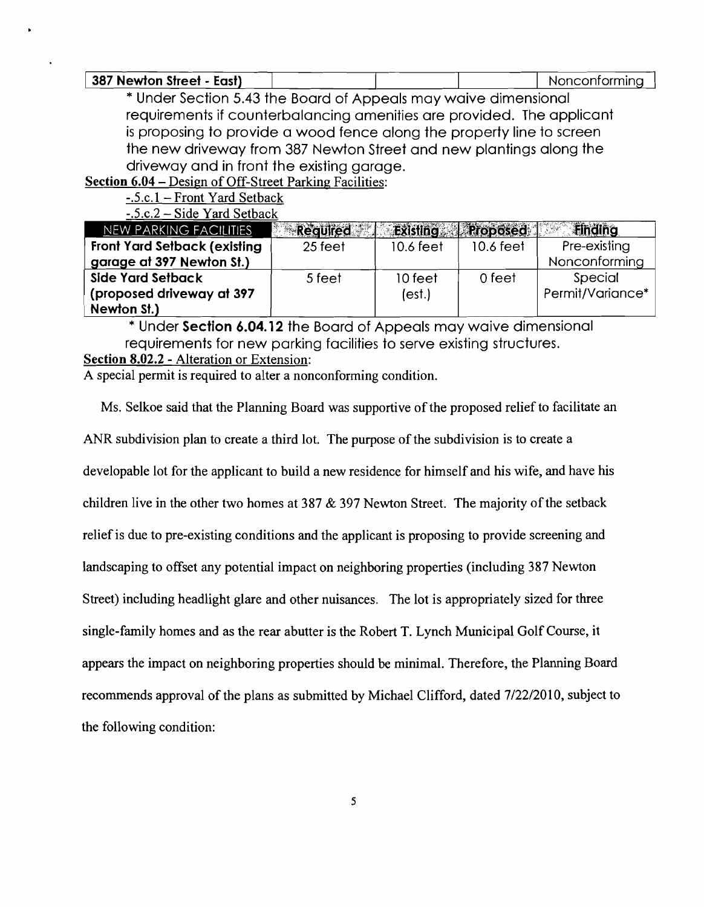| 387 Newton Street - East) | | | | Nonconforming |
|---|---|---|---|---|

\* Under Section 5.43 the Board of Appeals may waive dimensional requirements if counterbalancing amenities are provided. The applicant is proposing to provide a wood fence along the property line to screen the new driveway from 387 Newton Street and new plantings along the driveway and in front the existing garage.

**Section 6.04** – Design of Off-Street Parking Facilities:

-.5.c.1 – Front Yard Setback

-.5.c.2 – Side Yard Setback

| NEW PARKING FACILITIES | Required | Existing | Proposed | Finding |
|---|---|---|---|---|
| **Front Yard Setback (existing garage at 397 Newton St.)** | 25 feet | 10.6 feet | 10.6 feet | Pre-existing Nonconforming |
| **Side Yard Setback (proposed driveway at 397 Newton St.)** | 5 feet | 10 feet (est.) | 0 feet | Special Permit/Variance* |

\* Under **Section 6.04.12** the Board of Appeals may waive dimensional requirements for new parking facilities to serve existing structures.

**Section 8.02.2** - Alteration or Extension:

A special permit is required to alter a nonconforming condition.

Ms. Selkoe said that the Planning Board was supportive of the proposed relief to facilitate an ANR subdivision plan to create a third lot. The purpose of the subdivision is to create a developable lot for the applicant to build a new residence for himself and his wife, and have his children live in the other two homes at 387 & 397 Newton Street. The majority of the setback relief is due to pre-existing conditions and the applicant is proposing to provide screening and landscaping to offset any potential impact on neighboring properties (including 387 Newton Street) including headlight glare and other nuisances. The lot is appropriately sized for three single-family homes and as the rear abutter is the Robert T. Lynch Municipal Golf Course, it appears the impact on neighboring properties should be minimal. Therefore, the Planning Board recommends approval of the plans as submitted by Michael Clifford, dated 7/22/2010, subject to the following condition: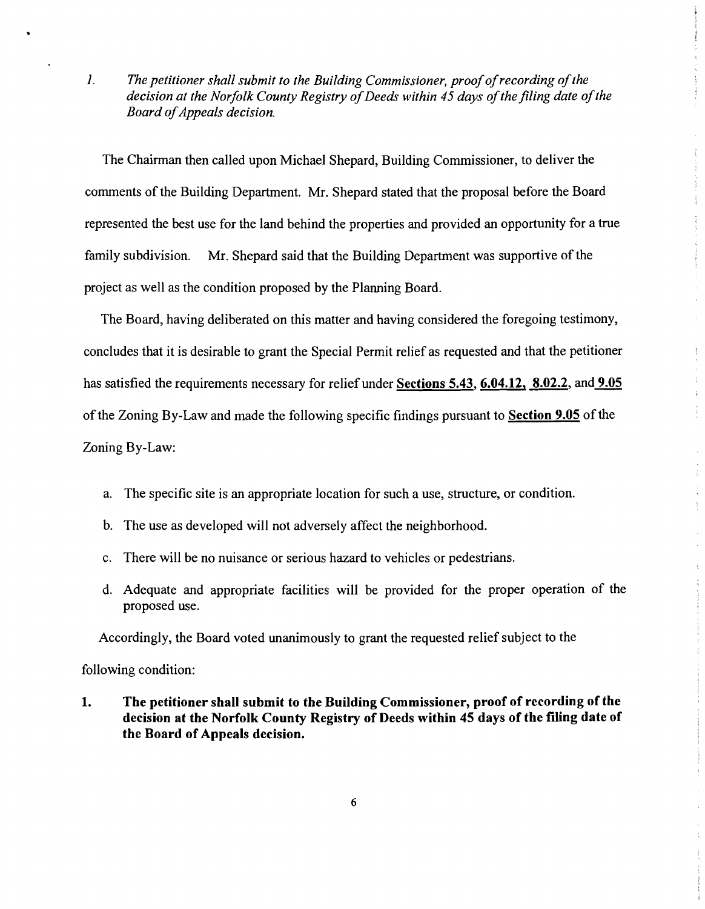1. *The petitioner shall submit to the Building Commissioner, proof of recording of the decision at the Norfolk County Registry of Deeds within 45 days of the filing date of the Board of Appeals decision.*

The Chairman then called upon Michael Shepard, Building Commissioner, to deliver the comments of the Building Department. Mr. Shepard stated that the proposal before the Board represented the best use for the land behind the properties and provided an opportunity for a true family subdivision. Mr. Shepard said that the Building Department was supportive of the project as well as the condition proposed by the Planning Board.

The Board, having deliberated on this matter and having considered the foregoing testimony, concludes that it is desirable to grant the Special Permit relief as requested and that the petitioner has satisfied the requirements necessary for relief under **Sections 5.43**, **6.04.12**, **8.02.2**, and **9.05** of the Zoning By-Law and made the following specific findings pursuant to **Section 9.05** of the Zoning By-Law:

a. The specific site is an appropriate location for such a use, structure, or condition.

b. The use as developed will not adversely affect the neighborhood.

c. There will be no nuisance or serious hazard to vehicles or pedestrians.

d. Adequate and appropriate facilities will be provided for the proper operation of the proposed use.

Accordingly, the Board voted unanimously to grant the requested relief subject to the following condition:

1. **The petitioner shall submit to the Building Commissioner, proof of recording of the decision at the Norfolk County Registry of Deeds within 45 days of the filing date of the Board of Appeals decision.**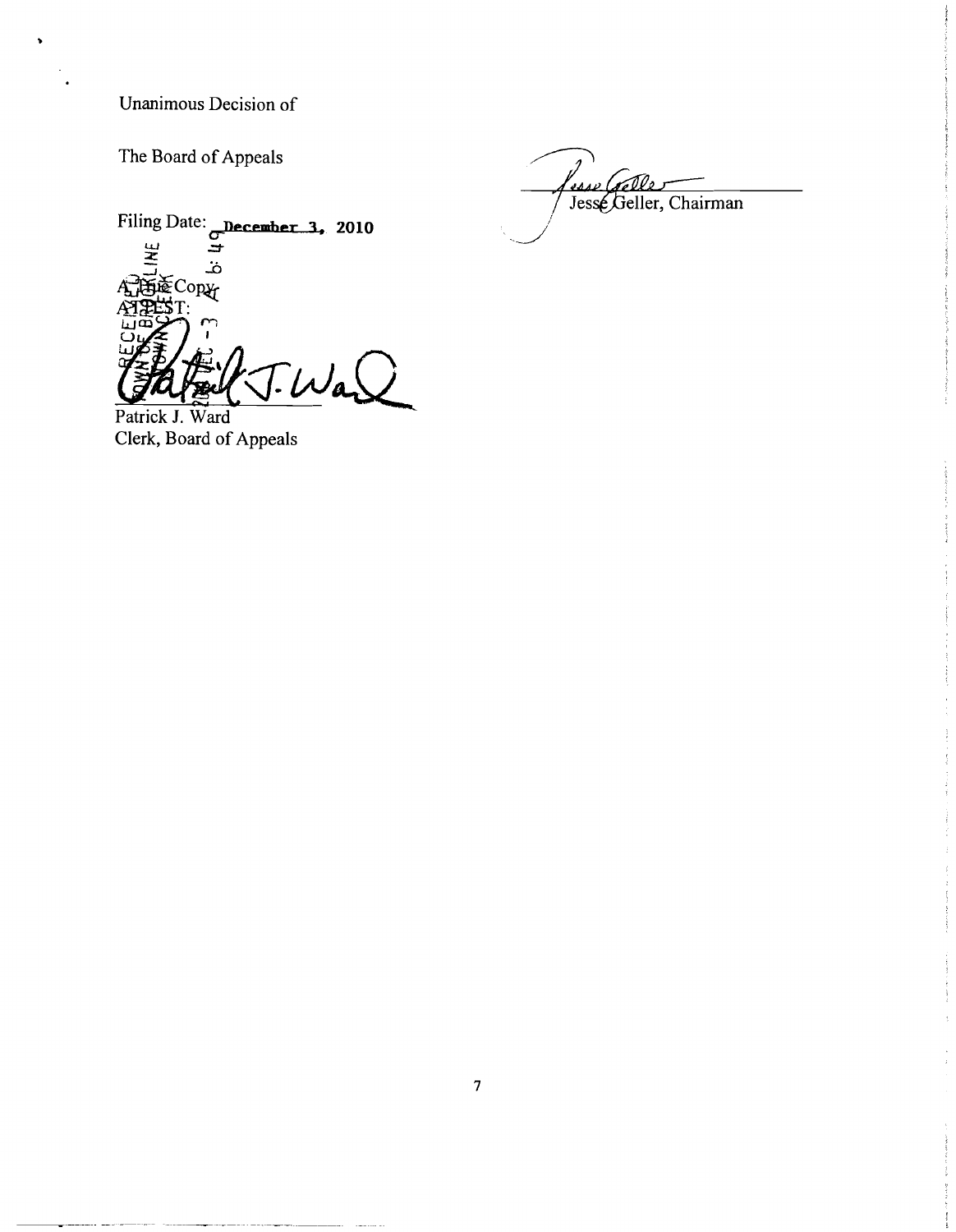Unanimous Decision of

The Board of Appeals

Jesse Geller, Chairman

Filing Date: **December 3, 2010**

A True Copy

ATTEST:

Patrick J. Ward

Clerk, Board of Appeals